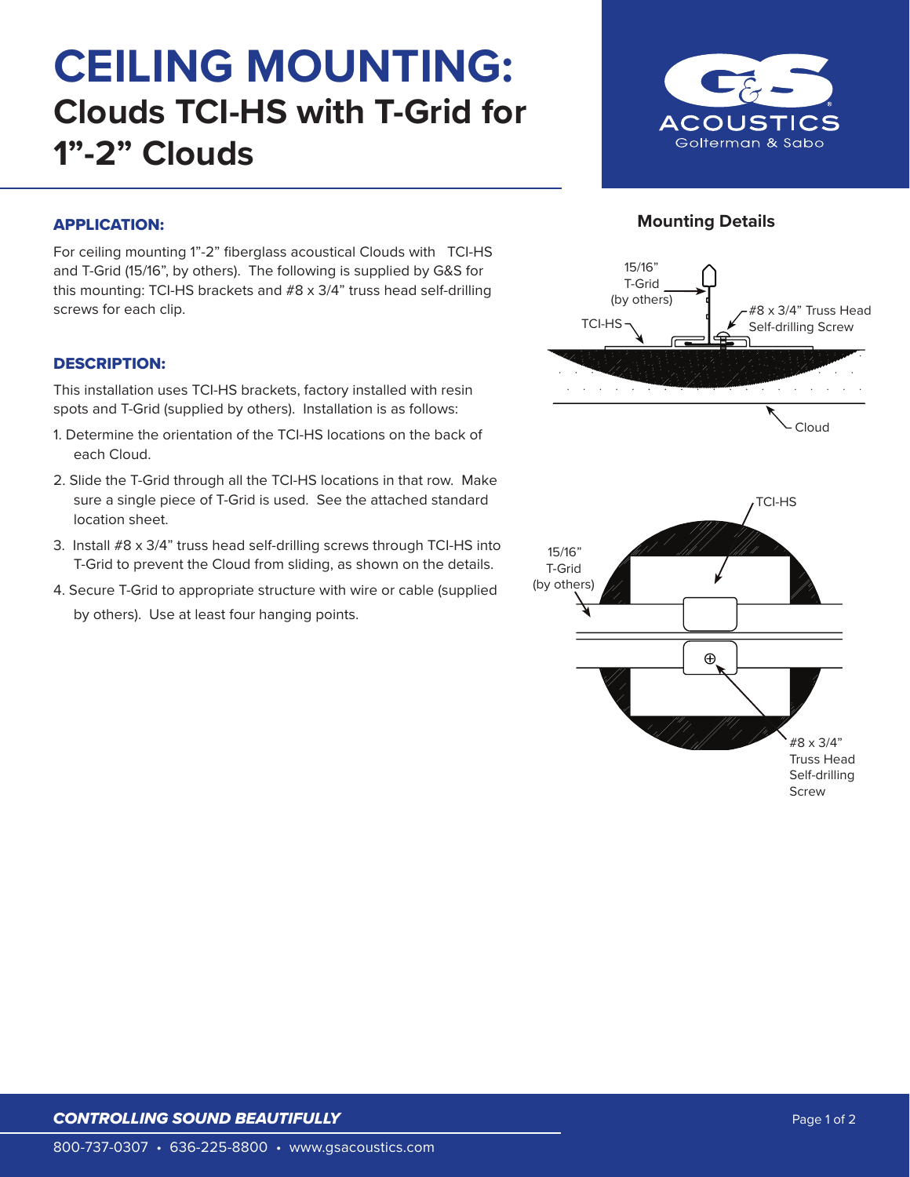# CEILING MOUNTING:
## Clouds TCI-HS with T-Grid for 1”-2” Clouds

### APPLICATION:

For ceiling mounting 1”-2” fiberglass acoustical Clouds with TCI-HS and T-Grid (15/16”, by others). The following is supplied by G&S for this mounting: TCI-HS brackets and #8 x 3/4” truss head self-drilling screws for each clip.

### DESCRIPTION:

This installation uses TCI-HS brackets, factory installed with resin spots and T-Grid (supplied by others). Installation is as follows:

1. Determine the orientation of the TCI-HS locations on the back of each Cloud.
2. Slide the T-Grid through all the TCI-HS locations in that row. Make sure a single piece of T-Grid is used. See the attached standard location sheet.
3. Install #8 x 3/4” truss head self-drilling screws through TCI-HS into T-Grid to prevent the Cloud from sliding, as shown on the details.
4. Secure T-Grid to appropriate structure with wire or cable (supplied by others). Use at least four hanging points.

### Mounting Details

15/16” T-Grid (by others)

TCI-HS

#8 x 3/4” Truss Head Self-drilling Screw

Cloud

TCI-HS

15/16” T-Grid (by others)

#8 x 3/4” Truss Head Self-drilling Screw

*CONTROLLING SOUND BEAUTIFULLY*

800-737-0307 • 636-225-8800 • www.gsacoustics.com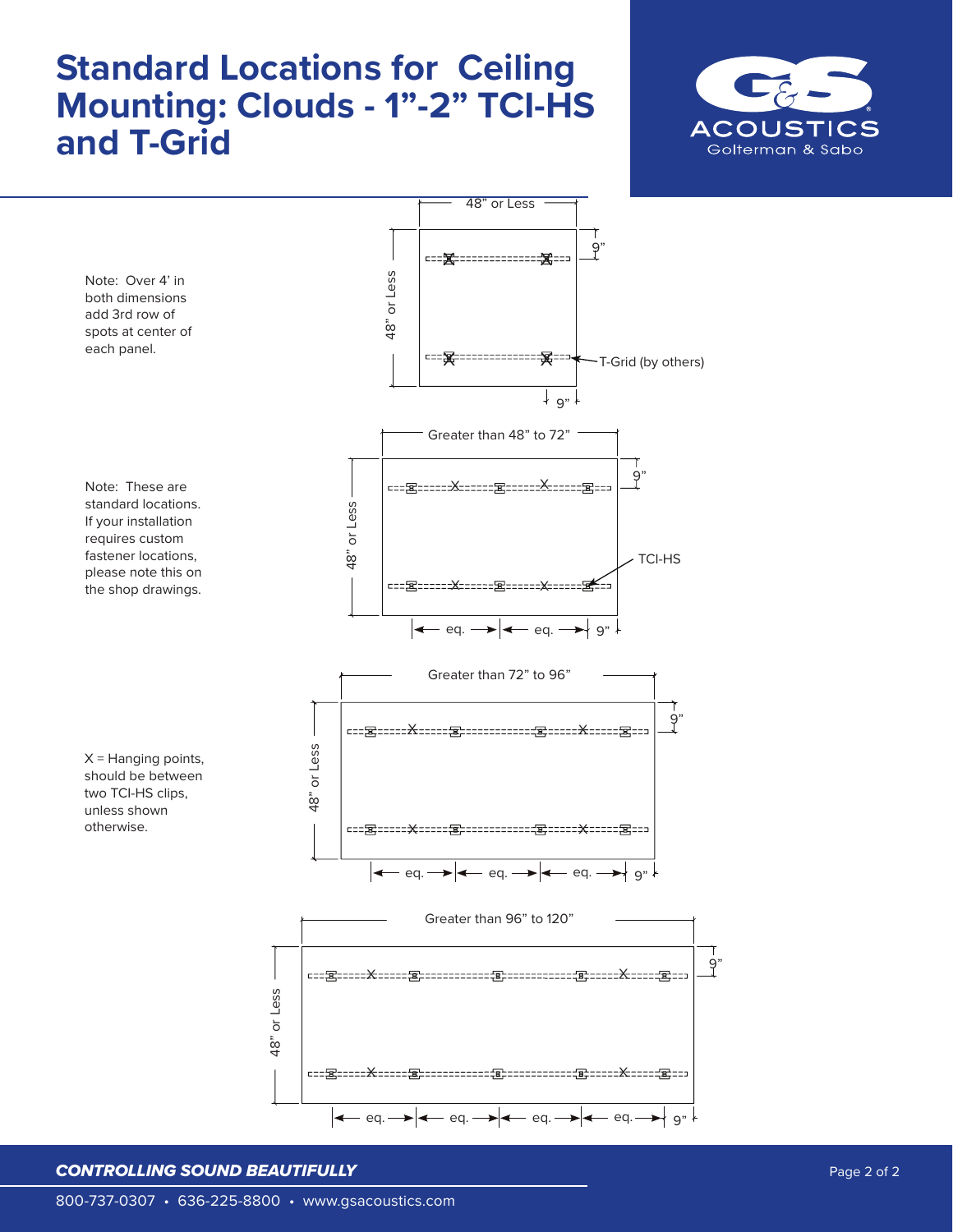# Standard Locations for Ceiling Mounting: Clouds - 1"-2" TCI-HS and T-Grid

Note: Over 4' in both dimensions add 3rd row of spots at center of each panel.

48" or Less

48" or Less

9"

9"

T-Grid (by others)

Note: These are standard locations. If your installation requires custom fastener locations, please note this on the shop drawings.

Greater than 48" to 72"

48" or Less

9"

TCI-HS

eq. eq. 9"

X = Hanging points, should be between two TCI-HS clips, unless shown otherwise.

Greater than 72" to 96"

48" or Less

9"

eq. eq. eq. 9"

Greater than 96" to 120"

48" or Less

9"

eq. eq. eq. eq. 9"

***CONTROLLING SOUND BEAUTIFULLY***

800-737-0307 • 636-225-8800 • www.gsacoustics.com